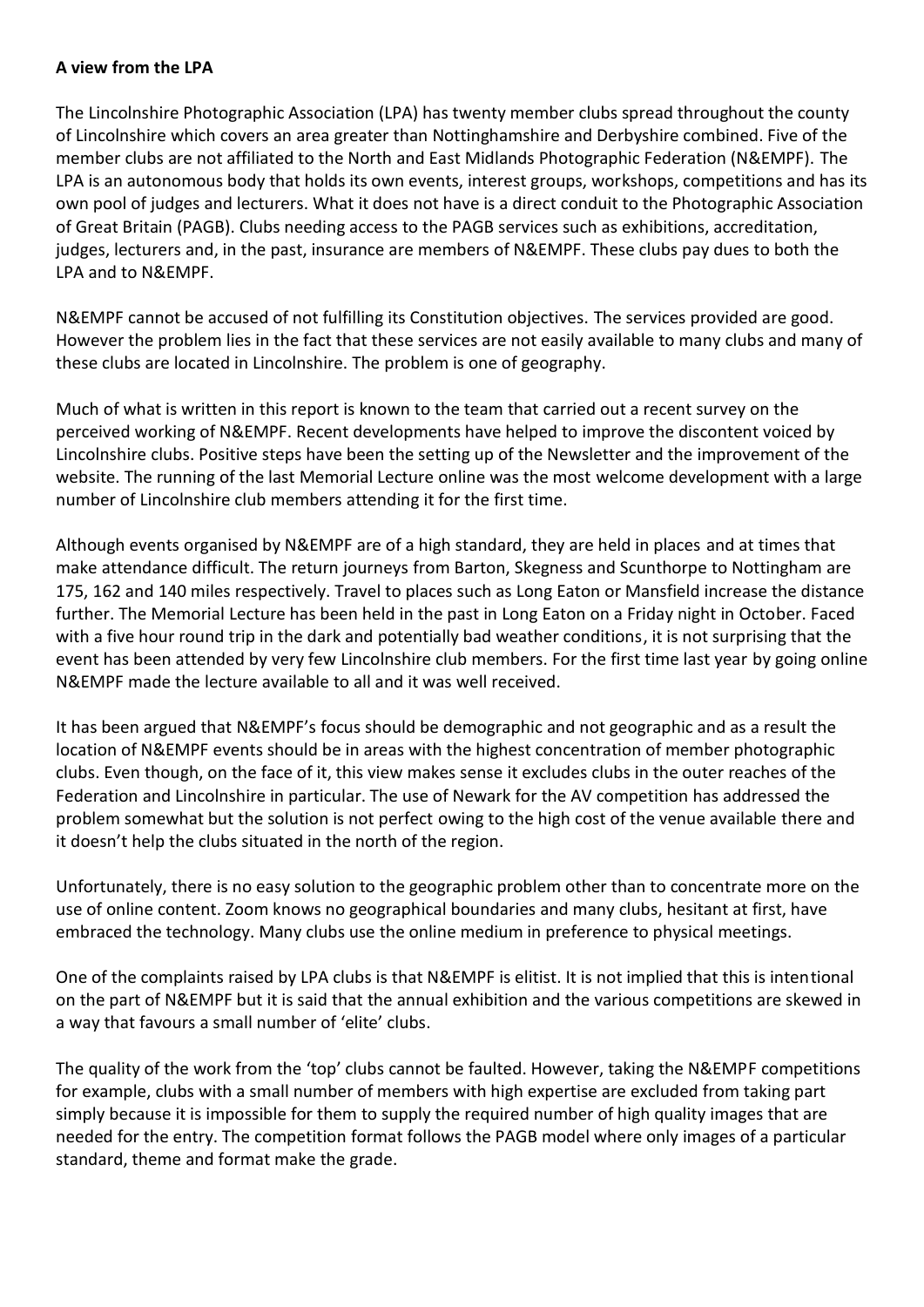**A view from the LPA**

The Lincolnshire Photographic Association (LPA) has twenty member clubs spread throughout the county of Lincolnshire which covers an area greater than Nottinghamshire and Derbyshire combined. Five of the member clubs are not affiliated to the North and East Midlands Photographic Federation (N&EMPF). The LPA is an autonomous body that holds its own events, interest groups, workshops, competitions and has its own pool of judges and lecturers. What it does not have is a direct conduit to the Photographic Association of Great Britain (PAGB). Clubs needing access to the PAGB services such as exhibitions, accreditation, judges, lecturers and, in the past, insurance are members of N&EMPF. These clubs pay dues to both the LPA and to N&EMPF.

N&EMPF cannot be accused of not fulfilling its Constitution objectives. The services provided are good. However the problem lies in the fact that these services are not easily available to many clubs and many of these clubs are located in Lincolnshire. The problem is one of geography.

Much of what is written in this report is known to the team that carried out a recent survey on the perceived working of N&EMPF. Recent developments have helped to improve the discontent voiced by Lincolnshire clubs. Positive steps have been the setting up of the Newsletter and the improvement of the website. The running of the last Memorial Lecture online was the most welcome development with a large number of Lincolnshire club members attending it for the first time.

Although events organised by N&EMPF are of a high standard, they are held in places and at times that make attendance difficult. The return journeys from Barton, Skegness and Scunthorpe to Nottingham are 175, 162 and 140 miles respectively. Travel to places such as Long Eaton or Mansfield increase the distance further. The Memorial Lecture has been held in the past in Long Eaton on a Friday night in October. Faced with a five hour round trip in the dark and potentially bad weather conditions, it is not surprising that the event has been attended by very few Lincolnshire club members. For the first time last year by going online N&EMPF made the lecture available to all and it was well received.

It has been argued that N&EMPF's focus should be demographic and not geographic and as a result the location of N&EMPF events should be in areas with the highest concentration of member photographic clubs. Even though, on the face of it, this view makes sense it excludes clubs in the outer reaches of the Federation and Lincolnshire in particular. The use of Newark for the AV competition has addressed the problem somewhat but the solution is not perfect owing to the high cost of the venue available there and it doesn't help the clubs situated in the north of the region.

Unfortunately, there is no easy solution to the geographic problem other than to concentrate more on the use of online content. Zoom knows no geographical boundaries and many clubs, hesitant at first, have embraced the technology. Many clubs use the online medium in preference to physical meetings.

One of the complaints raised by LPA clubs is that N&EMPF is elitist. It is not implied that this is intentional on the part of N&EMPF but it is said that the annual exhibition and the various competitions are skewed in a way that favours a small number of 'elite' clubs.

The quality of the work from the 'top' clubs cannot be faulted. However, taking the N&EMPF competitions for example, clubs with a small number of members with high expertise are excluded from taking part simply because it is impossible for them to supply the required number of high quality images that are needed for the entry. The competition format follows the PAGB model where only images of a particular standard, theme and format make the grade.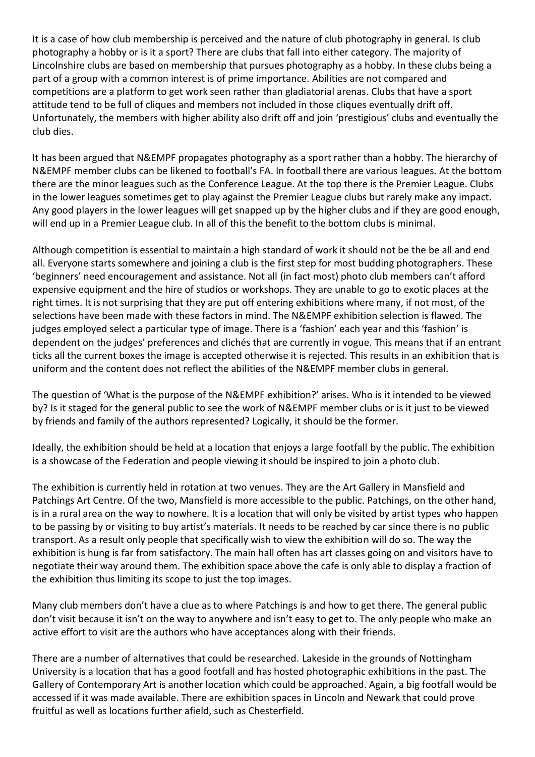It is a case of how club membership is perceived and the nature of club photography in general. Is club photography a hobby or is it a sport? There are clubs that fall into either category. The majority of Lincolnshire clubs are based on membership that pursues photography as a hobby. In these clubs being a part of a group with a common interest is of prime importance. Abilities are not compared and competitions are a platform to get work seen rather than gladiatorial arenas. Clubs that have a sport attitude tend to be full of cliques and members not included in those cliques eventually drift off. Unfortunately, the members with higher ability also drift off and join 'prestigious' clubs and eventually the club dies.

It has been argued that N&EMPF propagates photography as a sport rather than a hobby. The hierarchy of N&EMPF member clubs can be likened to football's FA. In football there are various leagues. At the bottom there are the minor leagues such as the Conference League. At the top there is the Premier League. Clubs in the lower leagues sometimes get to play against the Premier League clubs but rarely make any impact. Any good players in the lower leagues will get snapped up by the higher clubs and if they are good enough, will end up in a Premier League club. In all of this the benefit to the bottom clubs is minimal.

Although competition is essential to maintain a high standard of work it should not be the be all and end all. Everyone starts somewhere and joining a club is the first step for most budding photographers. These 'beginners' need encouragement and assistance. Not all (in fact most) photo club members can't afford expensive equipment and the hire of studios or workshops. They are unable to go to exotic places at the right times. It is not surprising that they are put off entering exhibitions where many, if not most, of the selections have been made with these factors in mind. The N&EMPF exhibition selection is flawed. The judges employed select a particular type of image. There is a 'fashion' each year and this 'fashion' is dependent on the judges' preferences and clichés that are currently in vogue. This means that if an entrant ticks all the current boxes the image is accepted otherwise it is rejected. This results in an exhibition that is uniform and the content does not reflect the abilities of the N&EMPF member clubs in general.

The question of 'What is the purpose of the N&EMPF exhibition?' arises. Who is it intended to be viewed by? Is it staged for the general public to see the work of N&EMPF member clubs or is it just to be viewed by friends and family of the authors represented? Logically, it should be the former.

Ideally, the exhibition should be held at a location that enjoys a large footfall by the public. The exhibition is a showcase of the Federation and people viewing it should be inspired to join a photo club.

The exhibition is currently held in rotation at two venues. They are the Art Gallery in Mansfield and Patchings Art Centre. Of the two, Mansfield is more accessible to the public. Patchings, on the other hand, is in a rural area on the way to nowhere. It is a location that will only be visited by artist types who happen to be passing by or visiting to buy artist's materials. It needs to be reached by car since there is no public transport. As a result only people that specifically wish to view the exhibition will do so. The way the exhibition is hung is far from satisfactory. The main hall often has art classes going on and visitors have to negotiate their way around them. The exhibition space above the cafe is only able to display a fraction of the exhibition thus limiting its scope to just the top images.

Many club members don't have a clue as to where Patchings is and how to get there. The general public don't visit because it isn't on the way to anywhere and isn't easy to get to. The only people who make an active effort to visit are the authors who have acceptances along with their friends.

There are a number of alternatives that could be researched. Lakeside in the grounds of Nottingham University is a location that has a good footfall and has hosted photographic exhibitions in the past. The Gallery of Contemporary Art is another location which could be approached. Again, a big footfall would be accessed if it was made available. There are exhibition spaces in Lincoln and Newark that could prove fruitful as well as locations further afield, such as Chesterfield.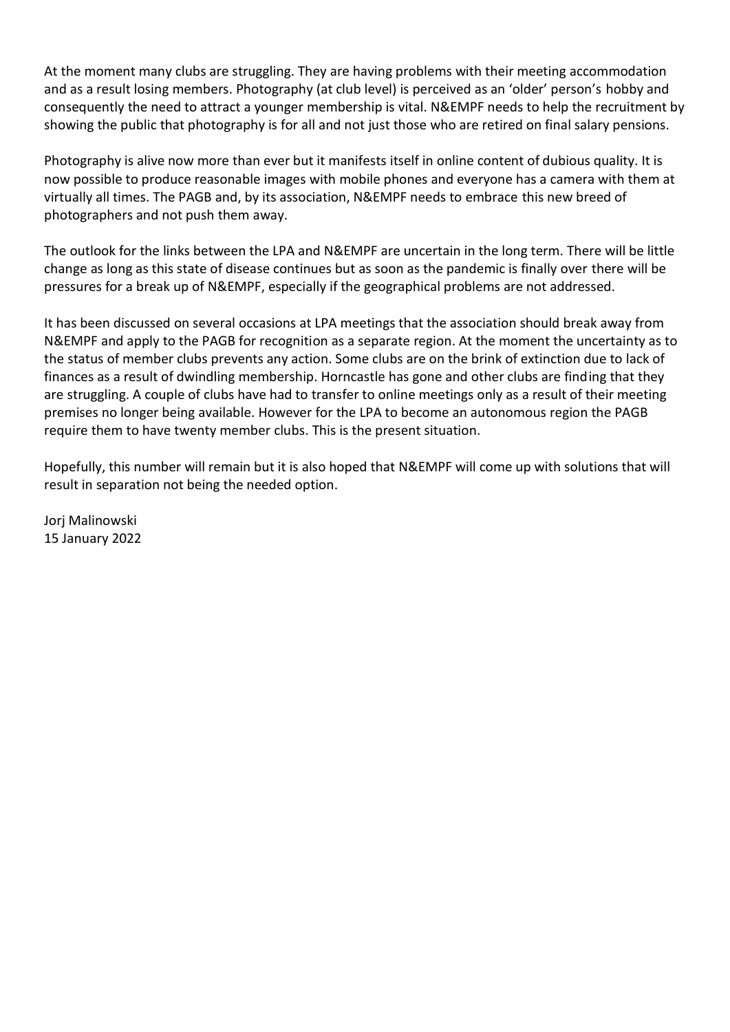At the moment many clubs are struggling. They are having problems with their meeting accommodation and as a result losing members. Photography (at club level) is perceived as an 'older' person's hobby and consequently the need to attract a younger membership is vital. N&EMPF needs to help the recruitment by showing the public that photography is for all and not just those who are retired on final salary pensions.

Photography is alive now more than ever but it manifests itself in online content of dubious quality. It is now possible to produce reasonable images with mobile phones and everyone has a camera with them at virtually all times. The PAGB and, by its association, N&EMPF needs to embrace this new breed of photographers and not push them away.

The outlook for the links between the LPA and N&EMPF are uncertain in the long term. There will be little change as long as this state of disease continues but as soon as the pandemic is finally over there will be pressures for a break up of N&EMPF, especially if the geographical problems are not addressed.

It has been discussed on several occasions at LPA meetings that the association should break away from N&EMPF and apply to the PAGB for recognition as a separate region. At the moment the uncertainty as to the status of member clubs prevents any action. Some clubs are on the brink of extinction due to lack of finances as a result of dwindling membership. Horncastle has gone and other clubs are finding that they are struggling. A couple of clubs have had to transfer to online meetings only as a result of their meeting premises no longer being available. However for the LPA to become an autonomous region the PAGB require them to have twenty member clubs. This is the present situation.

Hopefully, this number will remain but it is also hoped that N&EMPF will come up with solutions that will result in separation not being the needed option.

Jorj Malinowski
15 January 2022